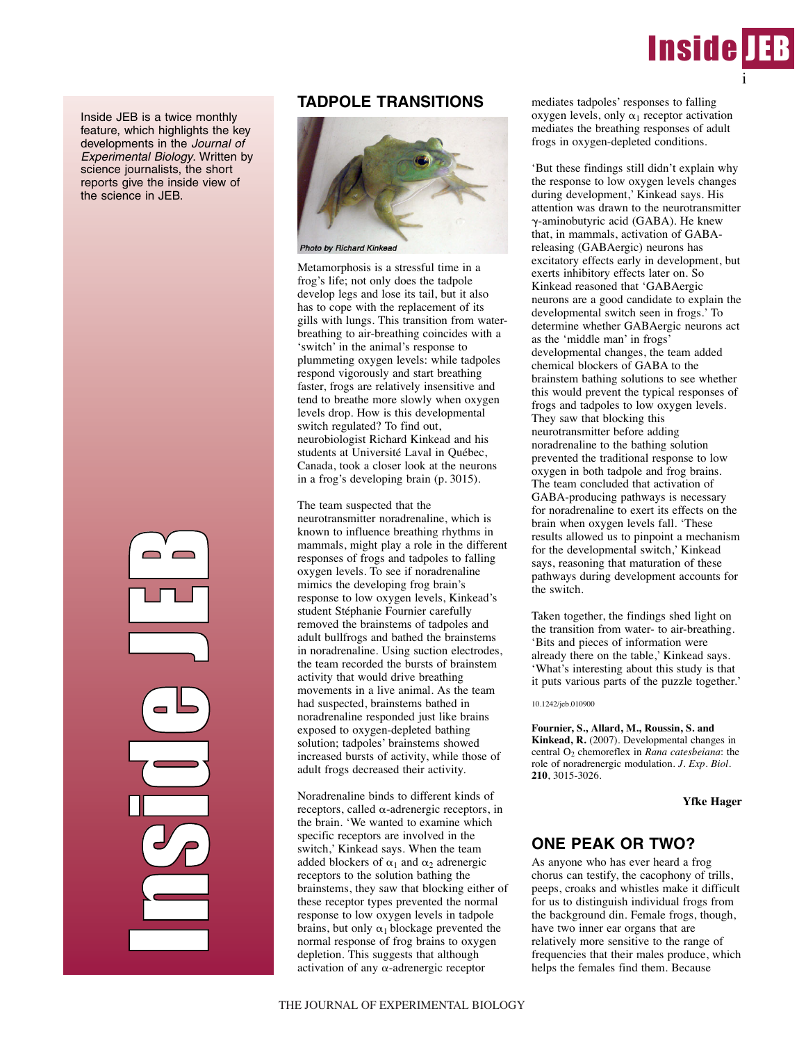Inside JEB is a twice monthly feature, which highlights the key developments in the *Journal of Experimental Biology*. Written by science journalists, the short reports give the inside view of the science in JEB.

## TADPOLE TRANSITIONS

*Photo by Richard Kinkead*

Metamorphosis is a stressful time in a frog's life; not only does the tadpole develop legs and lose its tail, but it also has to cope with the replacement of its gills with lungs. This transition from water-breathing to air-breathing coincides with a 'switch' in the animal's response to plummeting oxygen levels: while tadpoles respond vigorously and start breathing faster, frogs are relatively insensitive and tend to breathe more slowly when oxygen levels drop. How is this developmental switch regulated? To find out, neurobiologist Richard Kinkead and his students at Université Laval in Québec, Canada, took a closer look at the neurons in a frog's developing brain (p. 3015).

The team suspected that the neurotransmitter noradrenaline, which is known to influence breathing rhythms in mammals, might play a role in the different responses of frogs and tadpoles to falling oxygen levels. To see if noradrenaline mimics the developing frog brain's response to low oxygen levels, Kinkead's student Stéphanie Fournier carefully removed the brainstems of tadpoles and adult bullfrogs and bathed the brainstems in noradrenaline. Using suction electrodes, the team recorded the bursts of brainstem activity that would drive breathing movements in a live animal. As the team had suspected, brainstems bathed in noradrenaline responded just like brains exposed to oxygen-depleted bathing solution; tadpoles' brainstems showed increased bursts of activity, while those of adult frogs decreased their activity.

Noradrenaline binds to different kinds of receptors, called α-adrenergic receptors, in the brain. 'We wanted to examine which specific receptors are involved in the switch,' Kinkead says. When the team added blockers of $\alpha_1$ and $\alpha_2$ adrenergic receptors to the solution bathing the brainstems, they saw that blocking either of these receptor types prevented the normal response to low oxygen levels in tadpole brains, but only $\alpha_1$ blockage prevented the normal response of frog brains to oxygen depletion. This suggests that although activation of any α-adrenergic receptor mediates tadpoles' responses to falling oxygen levels, only $\alpha_1$ receptor activation mediates the breathing responses of adult frogs in oxygen-depleted conditions.

'But these findings still didn't explain why the response to low oxygen levels changes during development,' Kinkead says. His attention was drawn to the neurotransmitter γ-aminobutyric acid (GABA). He knew that, in mammals, activation of GABA-releasing (GABAergic) neurons has excitatory effects early in development, but exerts inhibitory effects later on. So Kinkead reasoned that 'GABAergic neurons are a good candidate to explain the developmental switch seen in frogs.' To determine whether GABAergic neurons act as the 'middle man' in frogs' developmental changes, the team added chemical blockers of GABA to the brainstem bathing solutions to see whether this would prevent the typical responses of frogs and tadpoles to low oxygen levels. They saw that blocking this neurotransmitter before adding noradrenaline to the bathing solution prevented the traditional response to low oxygen in both tadpole and frog brains. The team concluded that activation of GABA-producing pathways is necessary for noradrenaline to exert its effects on the brain when oxygen levels fall. 'These results allowed us to pinpoint a mechanism for the developmental switch,' Kinkead says, reasoning that maturation of these pathways during development accounts for the switch.

Taken together, the findings shed light on the transition from water- to air-breathing. 'Bits and pieces of information were already there on the table,' Kinkead says. 'What's interesting about this study is that it puts various parts of the puzzle together.'

10.1242/jeb.010900

**Fournier, S., Allard, M., Roussin, S. and Kinkead, R.** (2007). Developmental changes in central $O_2$ chemoreflex in *Rana catesbeiana*: the role of noradrenergic modulation. *J. Exp. Biol.* **210**, 3015-3026.

**Yfke Hager**

## ONE PEAK OR TWO?

As anyone who has ever heard a frog chorus can testify, the cacophony of trills, peeps, croaks and whistles make it difficult for us to distinguish individual frogs from the background din. Female frogs, though, have two inner ear organs that are relatively more sensitive to the range of frequencies that their males produce, which helps the females find them. Because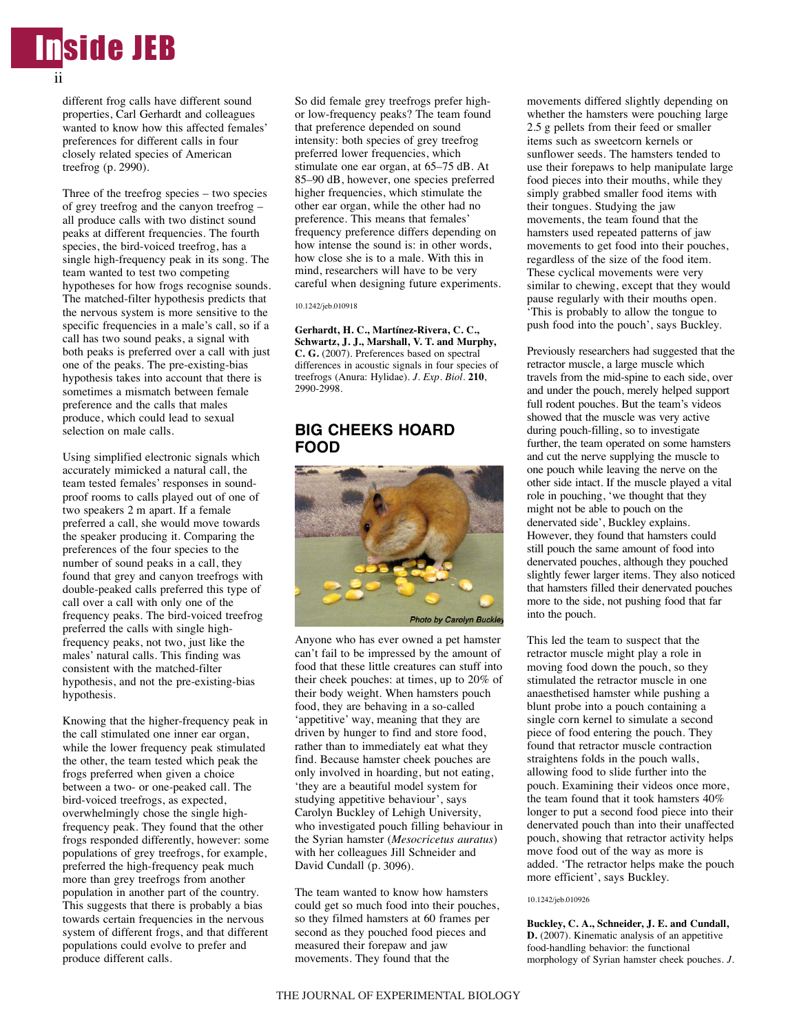different frog calls have different sound properties, Carl Gerhardt and colleagues wanted to know how this affected females' preferences for different calls in four closely related species of American treefrog (p. 2990).

Three of the treefrog species – two species of grey treefrog and the canyon treefrog – all produce calls with two distinct sound peaks at different frequencies. The fourth species, the bird-voiced treefrog, has a single high-frequency peak in its song. The team wanted to test two competing hypotheses for how frogs recognise sounds. The matched-filter hypothesis predicts that the nervous system is more sensitive to the specific frequencies in a male's call, so if a call has two sound peaks, a signal with both peaks is preferred over a call with just one of the peaks. The pre-existing-bias hypothesis takes into account that there is sometimes a mismatch between female preference and the calls that males produce, which could lead to sexual selection on male calls.

Using simplified electronic signals which accurately mimicked a natural call, the team tested females' responses in sound-proof rooms to calls played out of one of two speakers 2 m apart. If a female preferred a call, she would move towards the speaker producing it. Comparing the preferences of the four species to the number of sound peaks in a call, they found that grey and canyon treefrogs with double-peaked calls preferred this type of call over a call with only one of the frequency peaks. The bird-voiced treefrog preferred the calls with single high-frequency peaks, not two, just like the males' natural calls. This finding was consistent with the matched-filter hypothesis, and not the pre-existing-bias hypothesis.

Knowing that the higher-frequency peak in the call stimulated one inner ear organ, while the lower frequency peak stimulated the other, the team tested which peak the frogs preferred when given a choice between a two- or one-peaked call. The bird-voiced treefrogs, as expected, overwhelmingly chose the single high-frequency peak. They found that the other frogs responded differently, however: some populations of grey treefrogs, for example, preferred the high-frequency peak much more than grey treefrogs from another population in another part of the country. This suggests that there is probably a bias towards certain frequencies in the nervous system of different frogs, and that different populations could evolve to prefer and produce different calls.

So did female grey treefrogs prefer high- or low-frequency peaks? The team found that preference depended on sound intensity: both species of grey treefrog preferred lower frequencies, which stimulate one ear organ, at 65–75 dB. At 85–90 dB, however, one species preferred higher frequencies, which stimulate the other ear organ, while the other had no preference. This means that females' frequency preference differs depending on how intense the sound is: in other words, how close she is to a male. With this in mind, researchers will have to be very careful when designing future experiments.

10.1242/jeb.010918

**Gerhardt, H. C., Martínez-Rivera, C. C., Schwartz, J. J., Marshall, V. T. and Murphy, C. G.** (2007). Preferences based on spectral differences in acoustic signals in four species of treefrogs (Anura: Hylidae). *J. Exp. Biol.* **210**, 2990-2998.

## BIG CHEEKS HOARD FOOD

Photo by Carolyn Buckley

Anyone who has ever owned a pet hamster can't fail to be impressed by the amount of food that these little creatures can stuff into their cheek pouches: at times, up to 20% of their body weight. When hamsters pouch food, they are behaving in a so-called 'appetitive' way, meaning that they are driven by hunger to find and store food, rather than to immediately eat what they find. Because hamster cheek pouches are only involved in hoarding, but not eating, 'they are a beautiful model system for studying appetitive behaviour', says Carolyn Buckley of Lehigh University, who investigated pouch filling behaviour in the Syrian hamster (*Mesocricetus auratus*) with her colleagues Jill Schneider and David Cundall (p. 3096).

The team wanted to know how hamsters could get so much food into their pouches, so they filmed hamsters at 60 frames per second as they pouched food pieces and measured their forepaw and jaw movements. They found that the movements differed slightly depending on whether the hamsters were pouching large 2.5 g pellets from their feed or smaller items such as sweetcorn kernels or sunflower seeds. The hamsters tended to use their forepaws to help manipulate large food pieces into their mouths, while they simply grabbed smaller food items with their tongues. Studying the jaw movements, the team found that the hamsters used repeated patterns of jaw movements to get food into their pouches, regardless of the size of the food item. These cyclical movements were very similar to chewing, except that they would pause regularly with their mouths open. 'This is probably to allow the tongue to push food into the pouch', says Buckley.

Previously researchers had suggested that the retractor muscle, a large muscle which travels from the mid-spine to each side, over and under the pouch, merely helped support full rodent pouches. But the team's videos showed that the muscle was very active during pouch-filling, so to investigate further, the team operated on some hamsters and cut the nerve supplying the muscle to one pouch while leaving the nerve on the other side intact. If the muscle played a vital role in pouching, 'we thought that they might not be able to pouch on the denervated side', Buckley explains. However, they found that hamsters could still pouch the same amount of food into denervated pouches, although they pouched slightly fewer larger items. They also noticed that hamsters filled their denervated pouches more to the side, not pushing food that far into the pouch.

This led the team to suspect that the retractor muscle might play a role in moving food down the pouch, so they stimulated the retractor muscle in one anaesthetised hamster while pushing a blunt probe into a pouch containing a single corn kernel to simulate a second piece of food entering the pouch. They found that retractor muscle contraction straightens folds in the pouch walls, allowing food to slide further into the pouch. Examining their videos once more, the team found that it took hamsters 40% longer to put a second food piece into their denervated pouch than into their unaffected pouch, showing that retractor activity helps move food out of the way as more is added. 'The retractor helps make the pouch more efficient', says Buckley.

10.1242/jeb.010926

**Buckley, C. A., Schneider, J. E. and Cundall, D.** (2007). Kinematic analysis of an appetitive food-handling behavior: the functional morphology of Syrian hamster cheek pouches. *J.*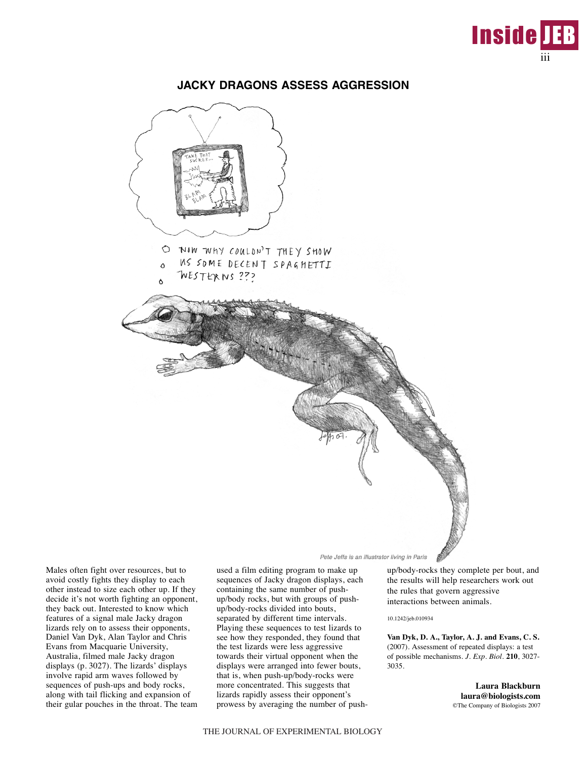## JACKY DRAGONS ASSESS AGGRESSION

*Pete Jeffs is an illustrator living in Paris*

Males often fight over resources, but to avoid costly fights they display to each other instead to size each other up. If they decide it's not worth fighting an opponent, they back out. Interested to know which features of a signal male Jacky dragon lizards rely on to assess their opponents, Daniel Van Dyk, Alan Taylor and Chris Evans from Macquarie University, Australia, filmed male Jacky dragon displays (p. 3027). The lizards' displays involve rapid arm waves followed by sequences of push-ups and body rocks, along with tail flicking and expansion of their gular pouches in the throat. The team used a film editing program to make up sequences of Jacky dragon displays, each containing the same number of push-up/body rocks, but with groups of push-up/body-rocks divided into bouts, separated by different time intervals. Playing these sequences to test lizards to see how they responded, they found that the test lizards were less aggressive towards their virtual opponent when the displays were arranged into fewer bouts, that is, when push-up/body-rocks were more concentrated. This suggests that lizards rapidly assess their opponent's prowess by averaging the number of push-up/body-rocks they complete per bout, and the results will help researchers work out the rules that govern aggressive interactions between animals.

10.1242/jeb.010934

**Van Dyk, D. A., Taylor, A. J. and Evans, C. S.** (2007). Assessment of repeated displays: a test of possible mechanisms. *J. Exp. Biol.* **210**, 3027-3035.

**Laura Blackburn**
**laura@biologists.com**
©The Company of Biologists 2007